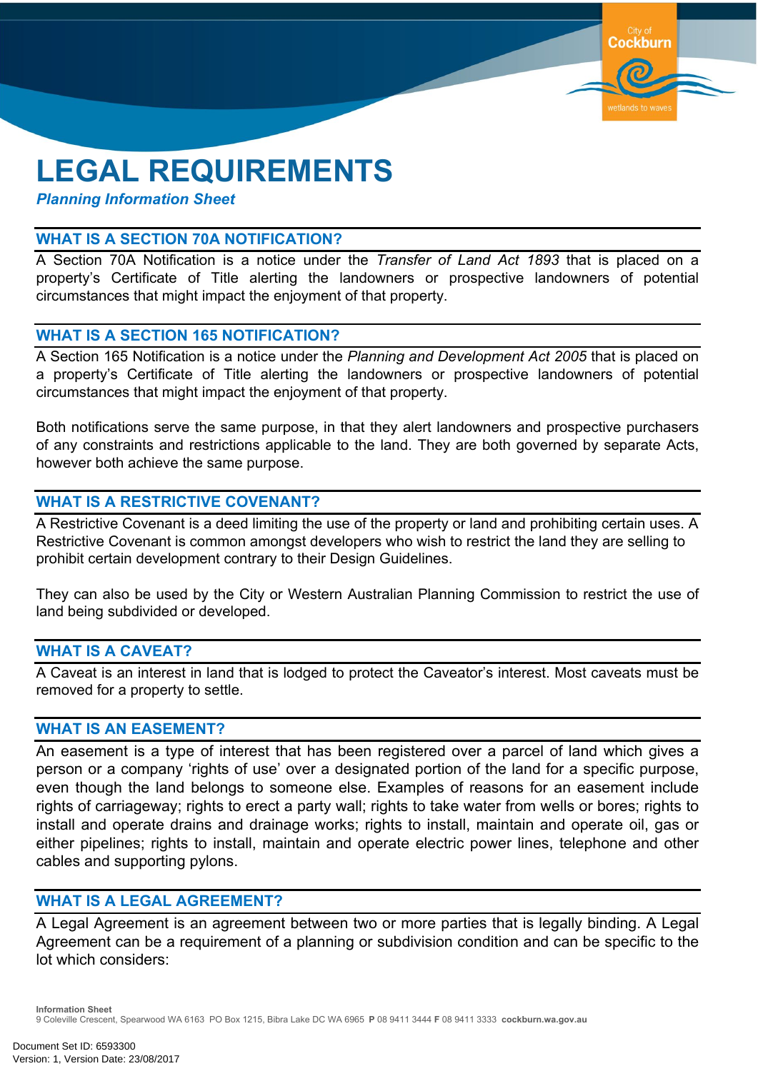# LEGAL REQUIREMENTS

***Planning Information Sheet***

## WHAT IS A SECTION 70A NOTIFICATION?

A Section 70A Notification is a notice under the *Transfer of Land Act 1893* that is placed on a property's Certificate of Title alerting the landowners or prospective landowners of potential circumstances that might impact the enjoyment of that property.

## WHAT IS A SECTION 165 NOTIFICATION?

A Section 165 Notification is a notice under the *Planning and Development Act 2005* that is placed on a property's Certificate of Title alerting the landowners or prospective landowners of potential circumstances that might impact the enjoyment of that property.

Both notifications serve the same purpose, in that they alert landowners and prospective purchasers of any constraints and restrictions applicable to the land. They are both governed by separate Acts, however both achieve the same purpose.

## WHAT IS A RESTRICTIVE COVENANT?

A Restrictive Covenant is a deed limiting the use of the property or land and prohibiting certain uses. A Restrictive Covenant is common amongst developers who wish to restrict the land they are selling to prohibit certain development contrary to their Design Guidelines.

They can also be used by the City or Western Australian Planning Commission to restrict the use of land being subdivided or developed.

## WHAT IS A CAVEAT?

A Caveat is an interest in land that is lodged to protect the Caveator's interest. Most caveats must be removed for a property to settle.

## WHAT IS AN EASEMENT?

An easement is a type of interest that has been registered over a parcel of land which gives a person or a company 'rights of use' over a designated portion of the land for a specific purpose, even though the land belongs to someone else. Examples of reasons for an easement include rights of carriageway; rights to erect a party wall; rights to take water from wells or bores; rights to install and operate drains and drainage works; rights to install, maintain and operate oil, gas or either pipelines; rights to install, maintain and operate electric power lines, telephone and other cables and supporting pylons.

## WHAT IS A LEGAL AGREEMENT?

A Legal Agreement is an agreement between two or more parties that is legally binding. A Legal Agreement can be a requirement of a planning or subdivision condition and can be specific to the lot which considers: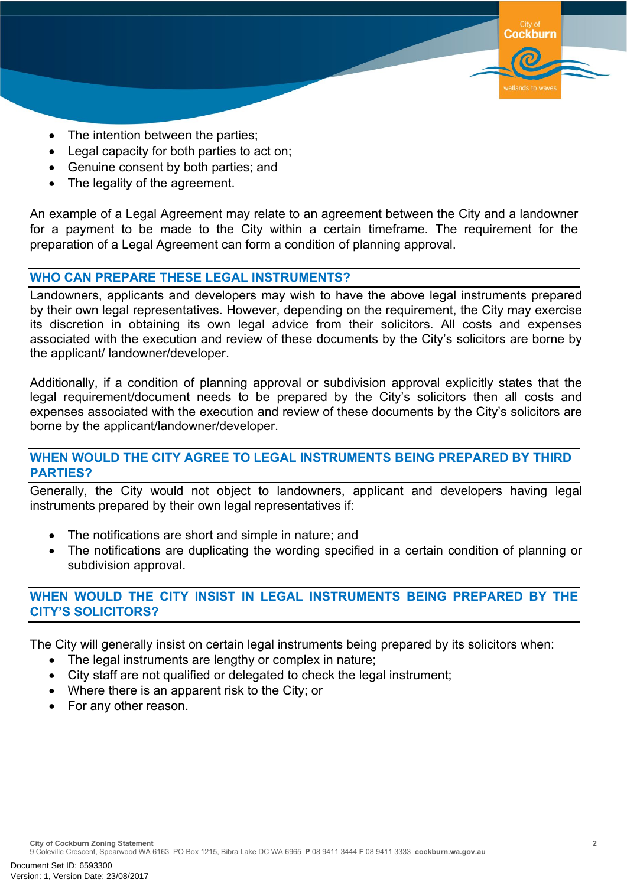- The intention between the parties;
- Legal capacity for both parties to act on;
- Genuine consent by both parties; and
- The legality of the agreement.

An example of a Legal Agreement may relate to an agreement between the City and a landowner for a payment to be made to the City within a certain timeframe. The requirement for the preparation of a Legal Agreement can form a condition of planning approval.

## WHO CAN PREPARE THESE LEGAL INSTRUMENTS?

Landowners, applicants and developers may wish to have the above legal instruments prepared by their own legal representatives. However, depending on the requirement, the City may exercise its discretion in obtaining its own legal advice from their solicitors. All costs and expenses associated with the execution and review of these documents by the City's solicitors are borne by the applicant/ landowner/developer.

Additionally, if a condition of planning approval or subdivision approval explicitly states that the legal requirement/document needs to be prepared by the City's solicitors then all costs and expenses associated with the execution and review of these documents by the City's solicitors are borne by the applicant/landowner/developer.

## WHEN WOULD THE CITY AGREE TO LEGAL INSTRUMENTS BEING PREPARED BY THIRD PARTIES?

Generally, the City would not object to landowners, applicant and developers having legal instruments prepared by their own legal representatives if:

- The notifications are short and simple in nature; and
- The notifications are duplicating the wording specified in a certain condition of planning or subdivision approval.

## WHEN WOULD THE CITY INSIST IN LEGAL INSTRUMENTS BEING PREPARED BY THE CITY'S SOLICITORS?

The City will generally insist on certain legal instruments being prepared by its solicitors when:

- The legal instruments are lengthy or complex in nature;
- City staff are not qualified or delegated to check the legal instrument;
- Where there is an apparent risk to the City; or
- For any other reason.